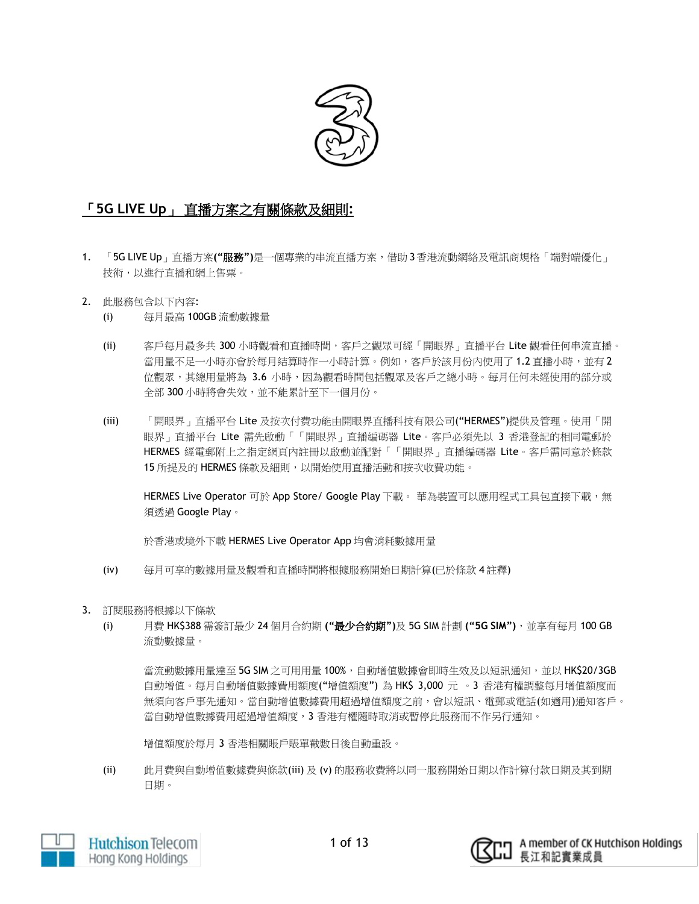## 「5G LIVE Up」 直播方案之有關條款及細則:

1. 「5G LIVE Up」直播方案**(“服務”)**是一個專業的串流直播方案，借助 3 香港流動網絡及電訊商規格「端對端優化」技術，以進行直播和網上售票。

2. 此服務包含以下內容:
   - (i) 每月最高 100GB 流動數據量
   - (ii) 客戶每月最多共 300 小時觀看和直播時間，客戶之觀眾可經「開眼界」直播平台 Lite 觀看任何串流直播。當用量不足一小時亦會於每月結算時作一小時計算。例如，客戶於該月份內使用了 1.2 直播小時，並有 2 位觀眾，其總用量將為 3.6 小時，因為觀看時間包括觀眾及客戶之總小時。每月任何未經使用的部分或全部 300 小時將會失效，並不能累計至下一個月份。
   - (iii) 「開眼界」直播平台 Lite 及按次付費功能由開眼界直播科技有限公司(**“HERMES”**)提供及管理。使用「開眼界」直播平台 Lite 需先啟動「「開眼界」直播編碼器 Lite。客戶必須先以 3 香港登記的相同電郵於 HERMES 經電郵附上之指定網頁內註冊以啟動並配對「「開眼界」直播編碼器 Lite。客戶需同意於條款 15 所提及的 HERMES 條款及細則，以開始使用直播活動和按次收費功能。

     HERMES Live Operator 可於 App Store/ Google Play 下載。 華為裝置可以應用程式工具包直接下載，無須透過 Google Play。

     於香港或境外下載 HERMES Live Operator App 均會消耗數據用量
   - (iv) 每月可享的數據用量及觀看和直播時間將根據服務開始日期計算(已於條款 4 註釋)

3. 訂閱服務將根據以下條款
   - (i) 月費 HK$388 需簽訂最少 24 個月合約期 **(“最少合約期”)**及 5G SIM 計劃 **(“5G SIM”)**，並享有每月 100 GB 流動數據量。

     當流動數據用量達至 5G SIM 之可用用量 100%，自動增值數據會即時生效及以短訊通知，並以 HK$20/3GB 自動增值。每月自動增值數據費用額度(“增值額度”) 為 HK$ 3,000 元 。3 香港有權調整每月增值額度而無須向客戶事先通知。當自動增值數據費用超過增值額度之前，會以短訊、電郵或電話(如適用)通知客戶。當自動增值數據費用超過增值額度，3 香港有權隨時取消或暫停此服務而不作另行通知。

     增值額度於每月 3 香港相關賬戶賬單截數日後自動重設。
   - (ii) 此月費與自動增值數據費與條款(iii) 及 (v) 的服務收費將以同一服務開始日期以作計算付款日期及其到期日期。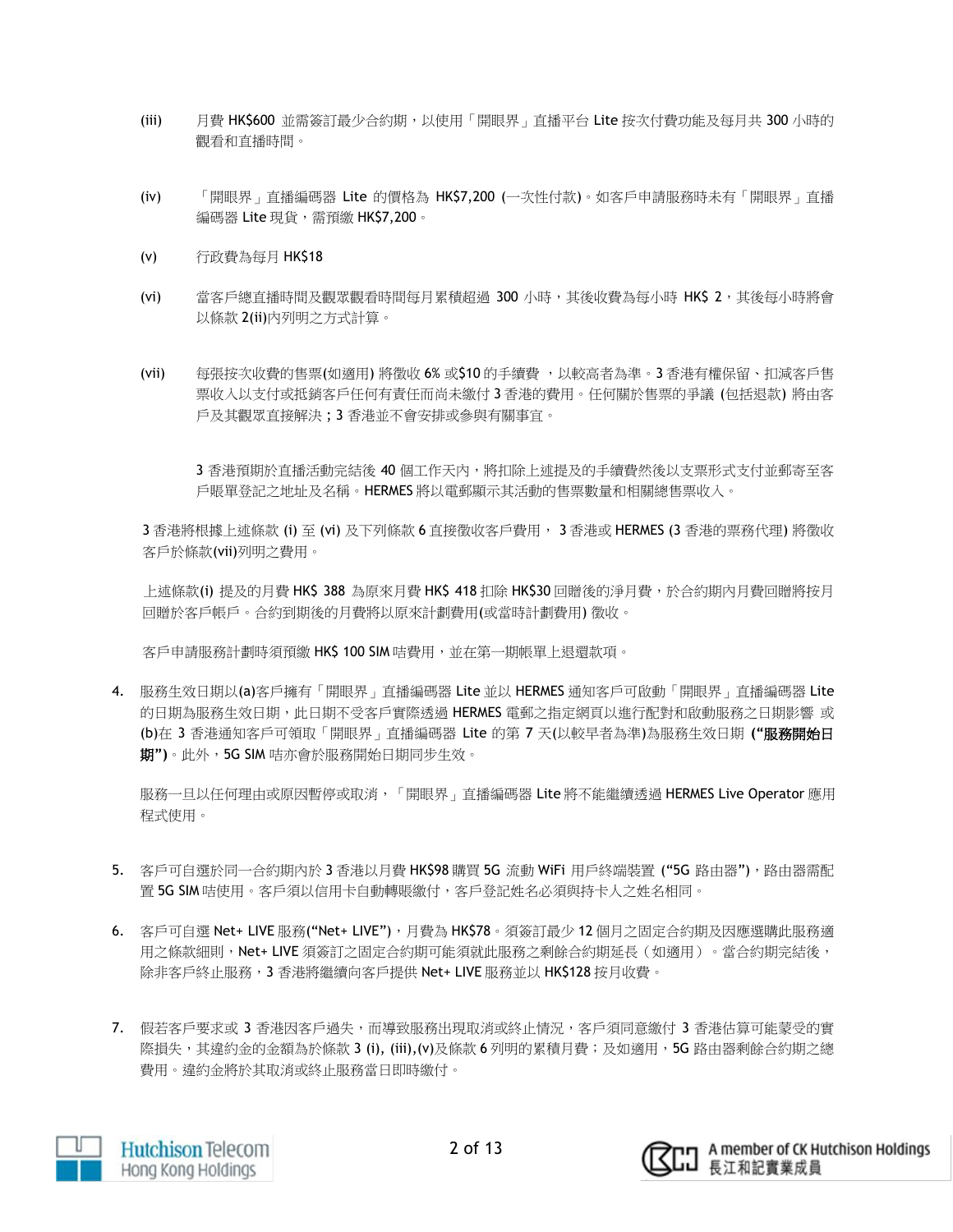(iii) 月費 HK$600 並需簽訂最少合約期，以使用「開眼界」直播平台 Lite 按次付費功能及每月共 300 小時的觀看和直播時間。

(iv) 「開眼界」直播編碼器 Lite 的價格為 HK$7,200 (一次性付款)。如客戶申請服務時未有「開眼界」直播編碼器 Lite 現貨，需預繳 HK$7,200。

(v) 行政費為每月 HK$18

(vi) 當客戶總直播時間及觀眾觀看時間每月累積超過 300 小時，其後收費為每小時 HK$ 2，其後每小時將會以條款 2(ii)內列明之方式計算。

(vii) 每張按次收費的售票(如適用) 將徵收 6% 或$10 的手續費 ，以較高者為準。3 香港有權保留、扣減客戶售票收入以支付或抵銷客戶任何有責任而尚未繳付 3 香港的費用。任何關於售票的爭議 (包括退款) 將由客戶及其觀眾直接解決；3 香港並不會安排或參與有關事宜。

3 香港預期於直播活動完結後 40 個工作天內，將扣除上述提及的手續費然後以支票形式支付並郵寄至客戶賬單登記之地址及名稱。HERMES 將以電郵顯示其活動的售票數量和相關總售票收入。

3 香港將根據上述條款 (i) 至 (vi) 及下列條款 6 直接徵收客戶費用， 3 香港或 HERMES (3 香港的票務代理) 將徵收客戶於條款(vii)列明之費用。

上述條款(i) 提及的月費 HK$ 388 為原來月費 HK$ 418 扣除 HK$30 回贈後的淨月費，於合約期內月費回贈將按月回贈於客戶帳戶。合約到期後的月費將以原來計劃費用(或當時計劃費用) 徵收。

客戶申請服務計劃時須預繳 HK$ 100 SIM 咭費用，並在第一期帳單上退還款項。

4. 服務生效日期以(a)客戶擁有「開眼界」直播編碼器 Lite 並以 HERMES 通知客戶可啟動「開眼界」直播編碼器 Lite 的日期為服務生效日期，此日期不受客戶實際透過 HERMES 電郵之指定網頁以進行配對和啟動服務之日期影響 或 (b)在 3 香港通知客戶可領取「開眼界」直播編碼器 Lite 的第 7 天(以較早者為準)為服務生效日期 **(“服務開始日期”)**。此外，5G SIM 咭亦會於服務開始日期同步生效。

服務一旦以任何理由或原因暫停或取消，「開眼界」直播編碼器 Lite 將不能繼續透過 HERMES Live Operator 應用程式使用。

5. 客戶可自選於同一合約期內於 3 香港以月費 HK$98 購買 5G 流動 WiFi 用戶終端裝置 (“5G 路由器”)，路由器需配置 5G SIM 咭使用。客戶須以信用卡自動轉賬繳付，客戶登記姓名必須與持卡人之姓名相同。

6. 客戶可自選 Net+ LIVE 服務(“Net+ LIVE”)，月費為 HK$78。須簽訂最少 12 個月之固定合約期及因應選購此服務適用之條款細則，Net+ LIVE 須簽訂之固定合約期可能須就此服務之剩餘合約期延長（如適用）。當合約期完結後，除非客戶終止服務，3 香港將繼續向客戶提供 Net+ LIVE 服務並以 HK$128 按月收費。

7. 假若客戶要求或 3 香港因客戶過失，而導致服務出現取消或終止情況，客戶須同意繳付 3 香港估算可能蒙受的實際損失，其違約金的金額為於條款 3 (i), (iii),(v)及條款 6 列明的累積月費；及如適用，5G 路由器剩餘合約期之總費用。違約金將於其取消或終止服務當日即時繳付。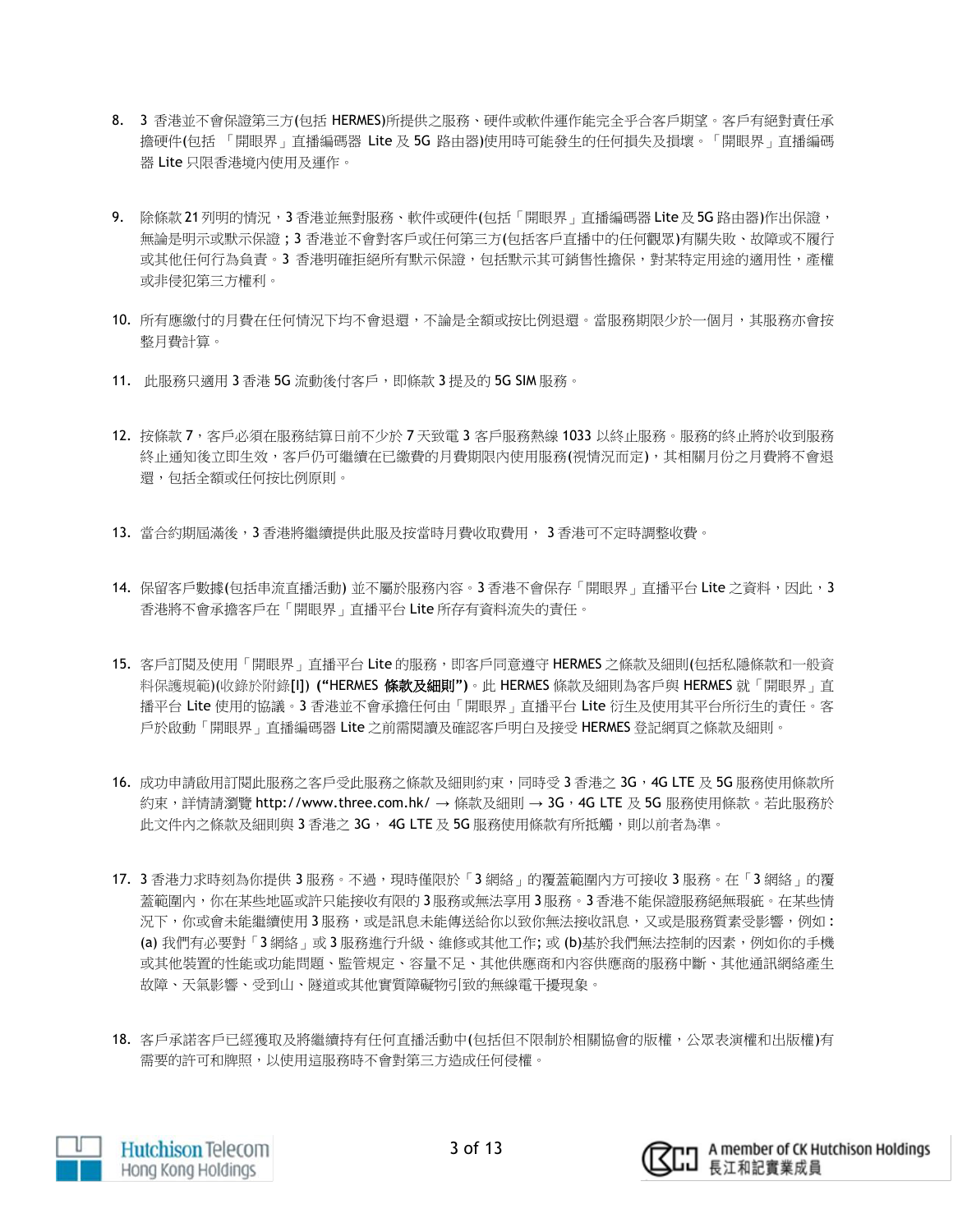8. 3 香港並不會保證第三方(包括 HERMES)所提供之服務、硬件或軟件運作能完全乎合客戶期望。客戶有絕對責任承擔硬件(包括 「開眼界」直播編碼器 Lite 及 5G 路由器)使用時可能發生的任何損失及損壞。「開眼界」直播編碼器 Lite 只限香港境內使用及運作。

9. 除條款 21 列明的情況，3 香港並無對服務、軟件或硬件(包括「開眼界」直播編碼器 Lite 及 5G 路由器)作出保證，無論是明示或默示保證；3 香港並不會對客戶或任何第三方(包括客戶直播中的任何觀眾)有關失敗、故障或不履行或其他任何行為負責。3 香港明確拒絕所有默示保證，包括默示其可銷售性擔保，對某特定用途的適用性，產權或非侵犯第三方權利。

10. 所有應繳付的月費在任何情況下均不會退還，不論是全額或按比例退還。當服務期限少於一個月，其服務亦會按整月費計算。

11. 此服務只適用 3 香港 5G 流動後付客戶，即條款 3 提及的 5G SIM 服務。

12. 按條款 7，客戶必須在服務結算日前不少於 7 天致電 3 客戶服務熱線 1033 以終止服務。服務的終止將於收到服務終止通知後立即生效，客戶仍可繼續在已繳費的月費期限內使用服務(視情況而定)，其相關月份之月費將不會退還，包括全額或任何按比例原則。

13. 當合約期屆滿後，3 香港將繼續提供此服及按當時月費收取費用， 3 香港可不定時調整收費。

14. 保留客戶數據(包括串流直播活動) 並不屬於服務內容。3 香港不會保存「開眼界」直播平台 Lite 之資料，因此，3 香港將不會承擔客戶在「開眼界」直播平台 Lite 所存有資料流失的責任。

15. 客戶訂閱及使用「開眼界」直播平台 Lite 的服務，即客戶同意遵守 HERMES 之條款及細則(包括私隱條款和一般資料保護規範)(收錄於附錄[I]) **("HERMES 條款及細則")**。此 HERMES 條款及細則為客戶與 HERMES 就「開眼界」直播平台 Lite 使用的協議。3 香港並不會承擔任何由「開眼界」直播平台 Lite 衍生及使用其平台所衍生的責任。客戶於啟動「開眼界」直播編碼器 Lite 之前需閱讀及確認客戶明白及接受 HERMES 登記網頁之條款及細則。

16. 成功申請啟用訂閱此服務之客戶受此服務之條款及細則約束，同時受 3 香港之 3G，4G LTE 及 5G 服務使用條款所約束，詳情請瀏覽 http://www.three.com.hk/ → 條款及細則 → 3G，4G LTE 及 5G 服務使用條款。若此服務於此文件內之條款及細則與 3 香港之 3G， 4G LTE 及 5G 服務使用條款有所抵觸，則以前者為準。

17. 3 香港力求時刻為你提供 3 服務。不過，現時僅限於「3 網絡」的覆蓋範圍內方可接收 3 服務。在「3 網絡」的覆蓋範圍內，你在某些地區或許只能接收有限的 3 服務或無法享用 3 服務。3 香港不能保證服務絕無瑕疵。在某些情況下，你或會未能繼續使用 3 服務，或是訊息未能傳送給你以致你無法接收訊息，又或是服務質素受影響，例如：(a) 我們有必要對「3 網絡」或 3 服務進行升級、維修或其他工作; 或 (b)基於我們無法控制的因素，例如你的手機或其他裝置的性能或功能問題、監管規定、容量不足、其他供應商和內容供應商的服務中斷、其他通訊網絡產生故障、天氣影響、受到山、隧道或其他實質障礙物引致的無線電干擾現象。

18. 客戶承諾客戶已經獲取及將繼續持有任何直播活動中(包括但不限制於相關協會的版權，公眾表演權和出版權)有需要的許可和牌照，以使用這服務時不會對第三方造成任何侵權。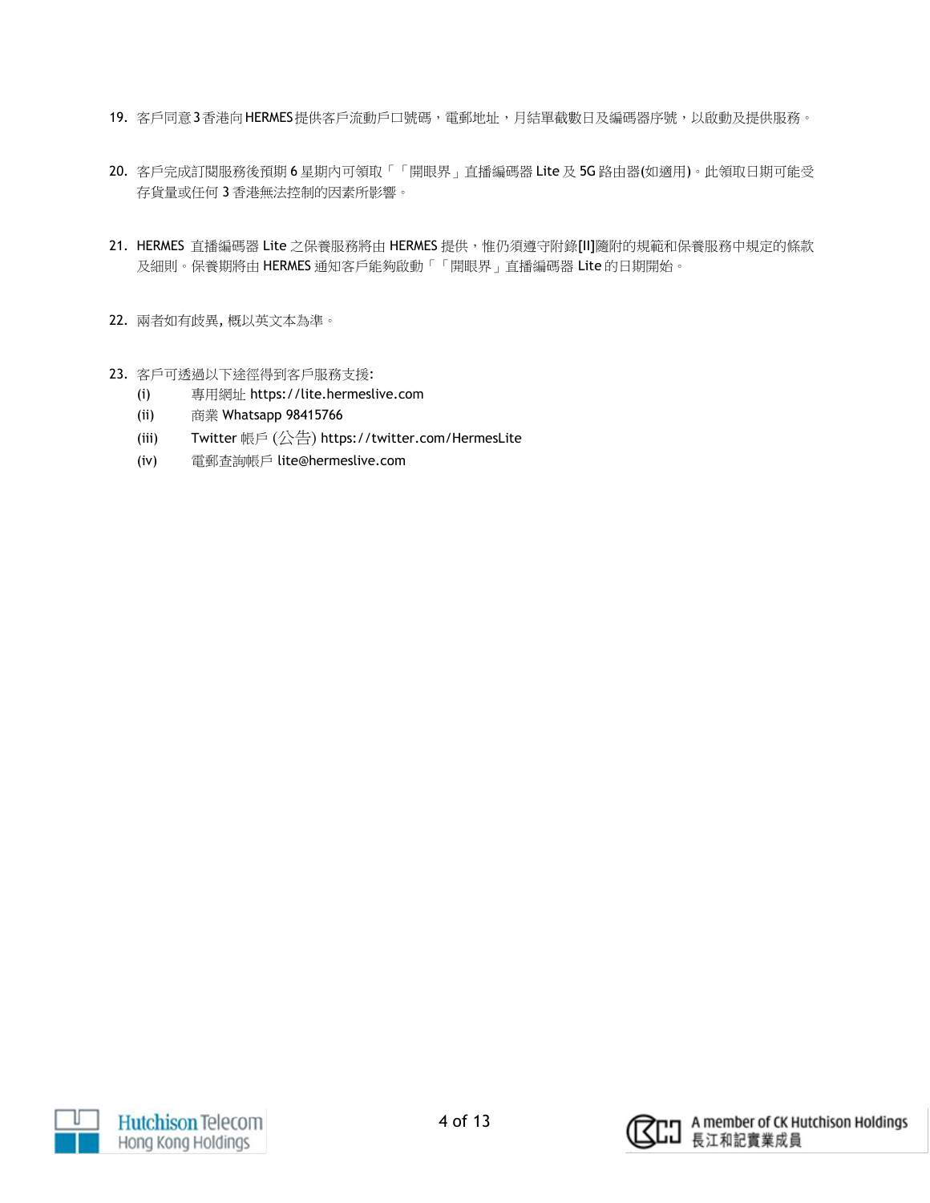19. 客戶同意3香港向HERMES提供客戶流動戶口號碼，電郵地址，月結單截數日及編碼器序號，以啟動及提供服務。

20. 客戶完成訂閱服務後預期 6 星期內可領取「「開眼界」直播編碼器 Lite 及 5G 路由器(如適用)。此領取日期可能受存貨量或任何 3 香港無法控制的因素所影響。

21. HERMES 直播編碼器 Lite 之保養服務將由 HERMES 提供，惟仍須遵守附錄[II]隨附的規範和保養服務中規定的條款及細則。保養期將由 HERMES 通知客戶能夠啟動「「開眼界」直播編碼器 Lite 的日期開始。

22. 兩者如有歧異, 概以英文本為準。

23. 客戶可透過以下途徑得到客戶服務支援:
    (i) 專用網址 https://lite.hermeslive.com
    (ii) 商業 Whatsapp 98415766
    (iii) Twitter 帳戶 (公告) https://twitter.com/HermesLite
    (iv) 電郵查詢帳戶 lite@hermeslive.com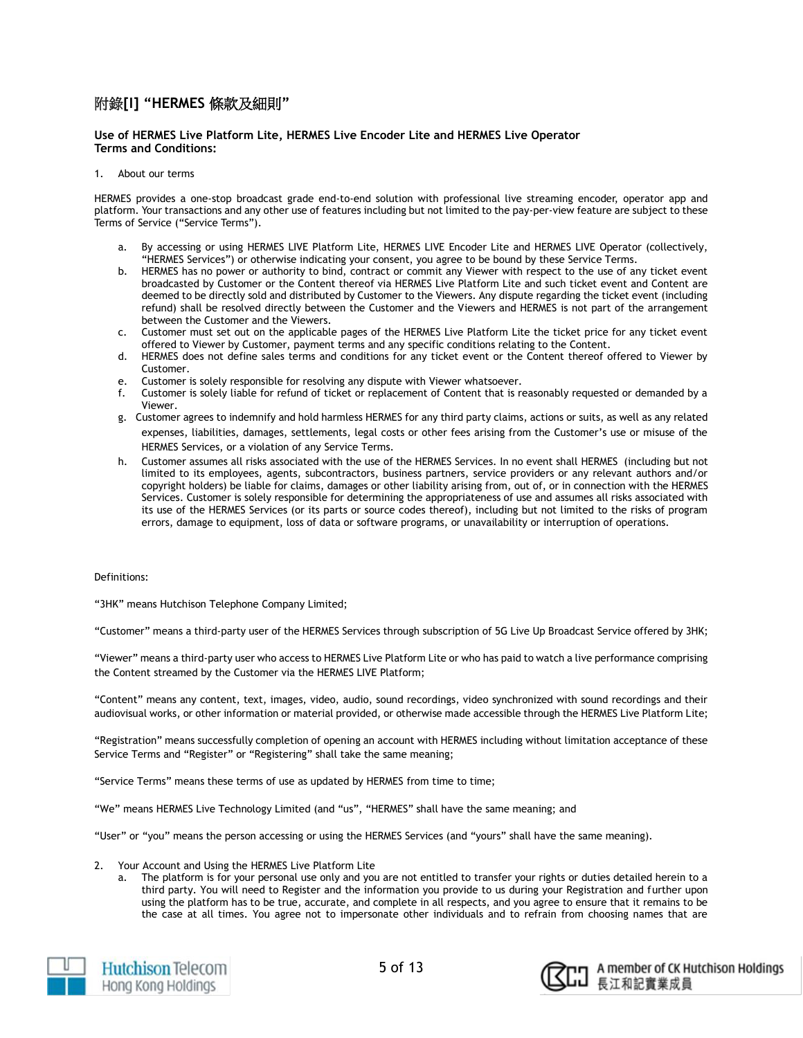## 附錄[I] "HERMES 條款及細則"

**Use of HERMES Live Platform Lite, HERMES Live Encoder Lite and HERMES Live Operator Terms and Conditions:**

1. About our terms

HERMES provides a one-stop broadcast grade end-to-end solution with professional live streaming encoder, operator app and platform. Your transactions and any other use of features including but not limited to the pay-per-view feature are subject to these Terms of Service ("Service Terms").

a. By accessing or using HERMES LIVE Platform Lite, HERMES LIVE Encoder Lite and HERMES LIVE Operator (collectively, "HERMES Services") or otherwise indicating your consent, you agree to be bound by these Service Terms.
b. HERMES has no power or authority to bind, contract or commit any Viewer with respect to the use of any ticket event broadcasted by Customer or the Content thereof via HERMES Live Platform Lite and such ticket event and Content are deemed to be directly sold and distributed by Customer to the Viewers. Any dispute regarding the ticket event (including refund) shall be resolved directly between the Customer and the Viewers and HERMES is not part of the arrangement between the Customer and the Viewers.
c. Customer must set out on the applicable pages of the HERMES Live Platform Lite the ticket price for any ticket event offered to Viewer by Customer, payment terms and any specific conditions relating to the Content.
d. HERMES does not define sales terms and conditions for any ticket event or the Content thereof offered to Viewer by Customer.
e. Customer is solely responsible for resolving any dispute with Viewer whatsoever.
f. Customer is solely liable for refund of ticket or replacement of Content that is reasonably requested or demanded by a Viewer.
g. Customer agrees to indemnify and hold harmless HERMES for any third party claims, actions or suits, as well as any related expenses, liabilities, damages, settlements, legal costs or other fees arising from the Customer's use or misuse of the HERMES Services, or a violation of any Service Terms.
h. Customer assumes all risks associated with the use of the HERMES Services. In no event shall HERMES (including but not limited to its employees, agents, subcontractors, business partners, service providers or any relevant authors and/or copyright holders) be liable for claims, damages or other liability arising from, out of, or in connection with the HERMES Services. Customer is solely responsible for determining the appropriateness of use and assumes all risks associated with its use of the HERMES Services (or its parts or source codes thereof), including but not limited to the risks of program errors, damage to equipment, loss of data or software programs, or unavailability or interruption of operations.

Definitions:

"3HK" means Hutchison Telephone Company Limited;

"Customer" means a third-party user of the HERMES Services through subscription of 5G Live Up Broadcast Service offered by 3HK;

"Viewer" means a third-party user who access to HERMES Live Platform Lite or who has paid to watch a live performance comprising the Content streamed by the Customer via the HERMES LIVE Platform;

"Content" means any content, text, images, video, audio, sound recordings, video synchronized with sound recordings and their audiovisual works, or other information or material provided, or otherwise made accessible through the HERMES Live Platform Lite;

"Registration" means successfully completion of opening an account with HERMES including without limitation acceptance of these Service Terms and "Register" or "Registering" shall take the same meaning;

"Service Terms" means these terms of use as updated by HERMES from time to time;

"We" means HERMES Live Technology Limited (and "us", "HERMES" shall have the same meaning; and

"User" or "you" means the person accessing or using the HERMES Services (and "yours" shall have the same meaning).

2. Your Account and Using the HERMES Live Platform Lite
   a. The platform is for your personal use only and you are not entitled to transfer your rights or duties detailed herein to a third party. You will need to Register and the information you provide to us during your Registration and further upon using the platform has to be true, accurate, and complete in all respects, and you agree to ensure that it remains to be the case at all times. You agree not to impersonate other individuals and to refrain from choosing names that are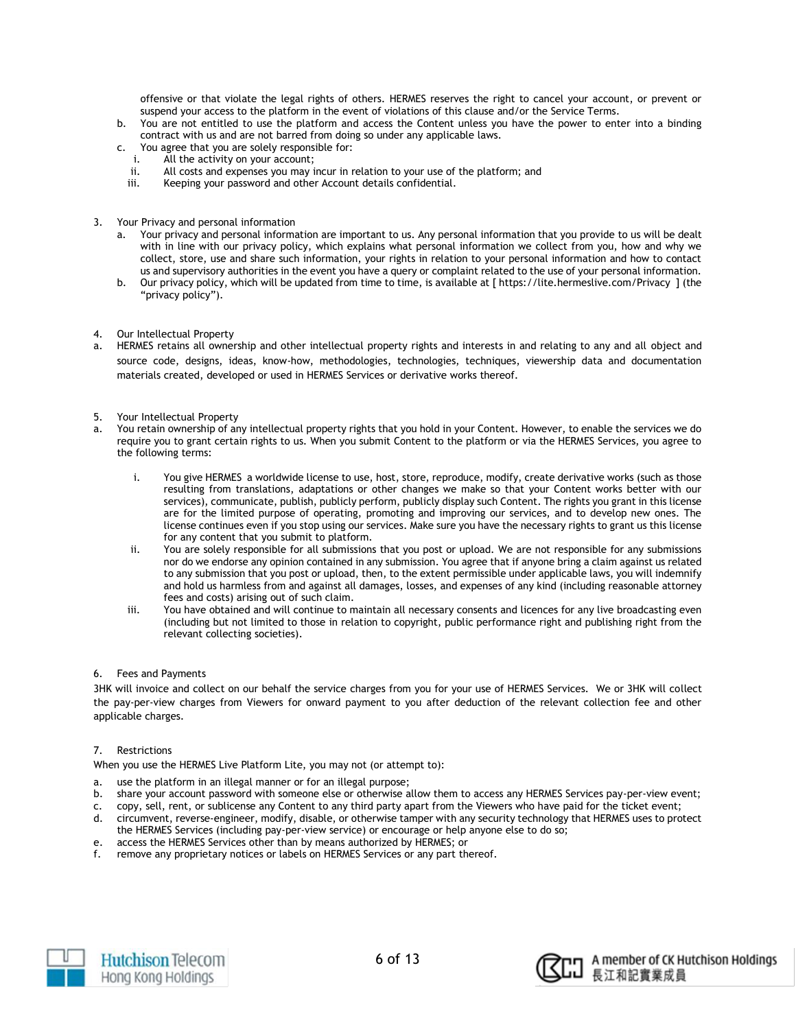offensive or that violate the legal rights of others. HERMES reserves the right to cancel your account, or prevent or suspend your access to the platform in the event of violations of this clause and/or the Service Terms.

b. You are not entitled to use the platform and access the Content unless you have the power to enter into a binding contract with us and are not barred from doing so under any applicable laws.

c. You agree that you are solely responsible for:
   i. All the activity on your account;
   ii. All costs and expenses you may incur in relation to your use of the platform; and
   iii. Keeping your password and other Account details confidential.

3. Your Privacy and personal information

   a. Your privacy and personal information are important to us. Any personal information that you provide to us will be dealt with in line with our privacy policy, which explains what personal information we collect from you, how and why we collect, store, use and share such information, your rights in relation to your personal information and how to contact us and supervisory authorities in the event you have a query or complaint related to the use of your personal information.
   b. Our privacy policy, which will be updated from time to time, is available at [ https://lite.hermeslive.com/Privacy ] (the "privacy policy").

4. Our Intellectual Property

a. HERMES retains all ownership and other intellectual property rights and interests in and relating to any and all object and source code, designs, ideas, know-how, methodologies, technologies, techniques, viewership data and documentation materials created, developed or used in HERMES Services or derivative works thereof.

5. Your Intellectual Property

a. You retain ownership of any intellectual property rights that you hold in your Content. However, to enable the services we do require you to grant certain rights to us. When you submit Content to the platform or via the HERMES Services, you agree to the following terms:

   i. You give HERMES a worldwide license to use, host, store, reproduce, modify, create derivative works (such as those resulting from translations, adaptations or other changes we make so that your Content works better with our services), communicate, publish, publicly perform, publicly display such Content. The rights you grant in this license are for the limited purpose of operating, promoting and improving our services, and to develop new ones. The license continues even if you stop using our services. Make sure you have the necessary rights to grant us this license for any content that you submit to platform.
   ii. You are solely responsible for all submissions that you post or upload. We are not responsible for any submissions nor do we endorse any opinion contained in any submission. You agree that if anyone bring a claim against us related to any submission that you post or upload, then, to the extent permissible under applicable laws, you will indemnify and hold us harmless from and against all damages, losses, and expenses of any kind (including reasonable attorney fees and costs) arising out of such claim.
   iii. You have obtained and will continue to maintain all necessary consents and licences for any live broadcasting even (including but not limited to those in relation to copyright, public performance right and publishing right from the relevant collecting societies).

6. Fees and Payments

3HK will invoice and collect on our behalf the service charges from you for your use of HERMES Services. We or 3HK will collect the pay-per-view charges from Viewers for onward payment to you after deduction of the relevant collection fee and other applicable charges.

7. Restrictions

When you use the HERMES Live Platform Lite, you may not (or attempt to):

a. use the platform in an illegal manner or for an illegal purpose;
b. share your account password with someone else or otherwise allow them to access any HERMES Services pay-per-view event;
c. copy, sell, rent, or sublicense any Content to any third party apart from the Viewers who have paid for the ticket event;
d. circumvent, reverse-engineer, modify, disable, or otherwise tamper with any security technology that HERMES uses to protect the HERMES Services (including pay-per-view service) or encourage or help anyone else to do so;
e. access the HERMES Services other than by means authorized by HERMES; or
f. remove any proprietary notices or labels on HERMES Services or any part thereof.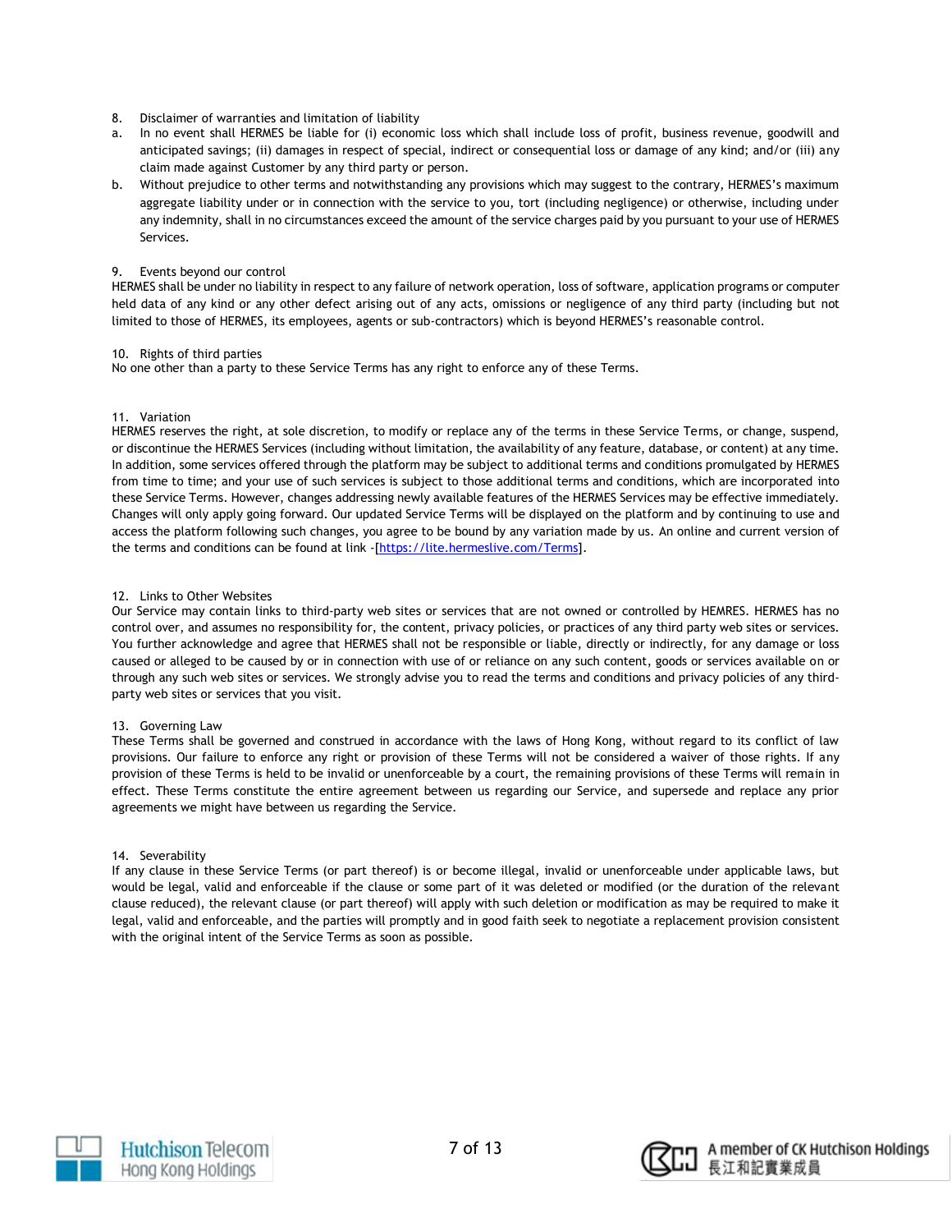8. Disclaimer of warranties and limitation of liability

a. In no event shall HERMES be liable for (i) economic loss which shall include loss of profit, business revenue, goodwill and anticipated savings; (ii) damages in respect of special, indirect or consequential loss or damage of any kind; and/or (iii) any claim made against Customer by any third party or person.

b. Without prejudice to other terms and notwithstanding any provisions which may suggest to the contrary, HERMES's maximum aggregate liability under or in connection with the service to you, tort (including negligence) or otherwise, including under any indemnity, shall in no circumstances exceed the amount of the service charges paid by you pursuant to your use of HERMES Services.

9. Events beyond our control

HERMES shall be under no liability in respect to any failure of network operation, loss of software, application programs or computer held data of any kind or any other defect arising out of any acts, omissions or negligence of any third party (including but not limited to those of HERMES, its employees, agents or sub-contractors) which is beyond HERMES's reasonable control.

10. Rights of third parties

No one other than a party to these Service Terms has any right to enforce any of these Terms.

11. Variation

HERMES reserves the right, at sole discretion, to modify or replace any of the terms in these Service Terms, or change, suspend, or discontinue the HERMES Services (including without limitation, the availability of any feature, database, or content) at any time. In addition, some services offered through the platform may be subject to additional terms and conditions promulgated by HERMES from time to time; and your use of such services is subject to those additional terms and conditions, which are incorporated into these Service Terms. However, changes addressing newly available features of the HERMES Services may be effective immediately. Changes will only apply going forward. Our updated Service Terms will be displayed on the platform and by continuing to use and access the platform following such changes, you agree to be bound by any variation made by us. An online and current version of the terms and conditions can be found at link -[https://lite.hermeslive.com/Terms].

12. Links to Other Websites

Our Service may contain links to third-party web sites or services that are not owned or controlled by HEMRES. HERMES has no control over, and assumes no responsibility for, the content, privacy policies, or practices of any third party web sites or services. You further acknowledge and agree that HERMES shall not be responsible or liable, directly or indirectly, for any damage or loss caused or alleged to be caused by or in connection with use of or reliance on any such content, goods or services available on or through any such web sites or services. We strongly advise you to read the terms and conditions and privacy policies of any third-party web sites or services that you visit.

13. Governing Law

These Terms shall be governed and construed in accordance with the laws of Hong Kong, without regard to its conflict of law provisions. Our failure to enforce any right or provision of these Terms will not be considered a waiver of those rights. If any provision of these Terms is held to be invalid or unenforceable by a court, the remaining provisions of these Terms will remain in effect. These Terms constitute the entire agreement between us regarding our Service, and supersede and replace any prior agreements we might have between us regarding the Service.

14. Severability

If any clause in these Service Terms (or part thereof) is or become illegal, invalid or unenforceable under applicable laws, but would be legal, valid and enforceable if the clause or some part of it was deleted or modified (or the duration of the relevant clause reduced), the relevant clause (or part thereof) will apply with such deletion or modification as may be required to make it legal, valid and enforceable, and the parties will promptly and in good faith seek to negotiate a replacement provision consistent with the original intent of the Service Terms as soon as possible.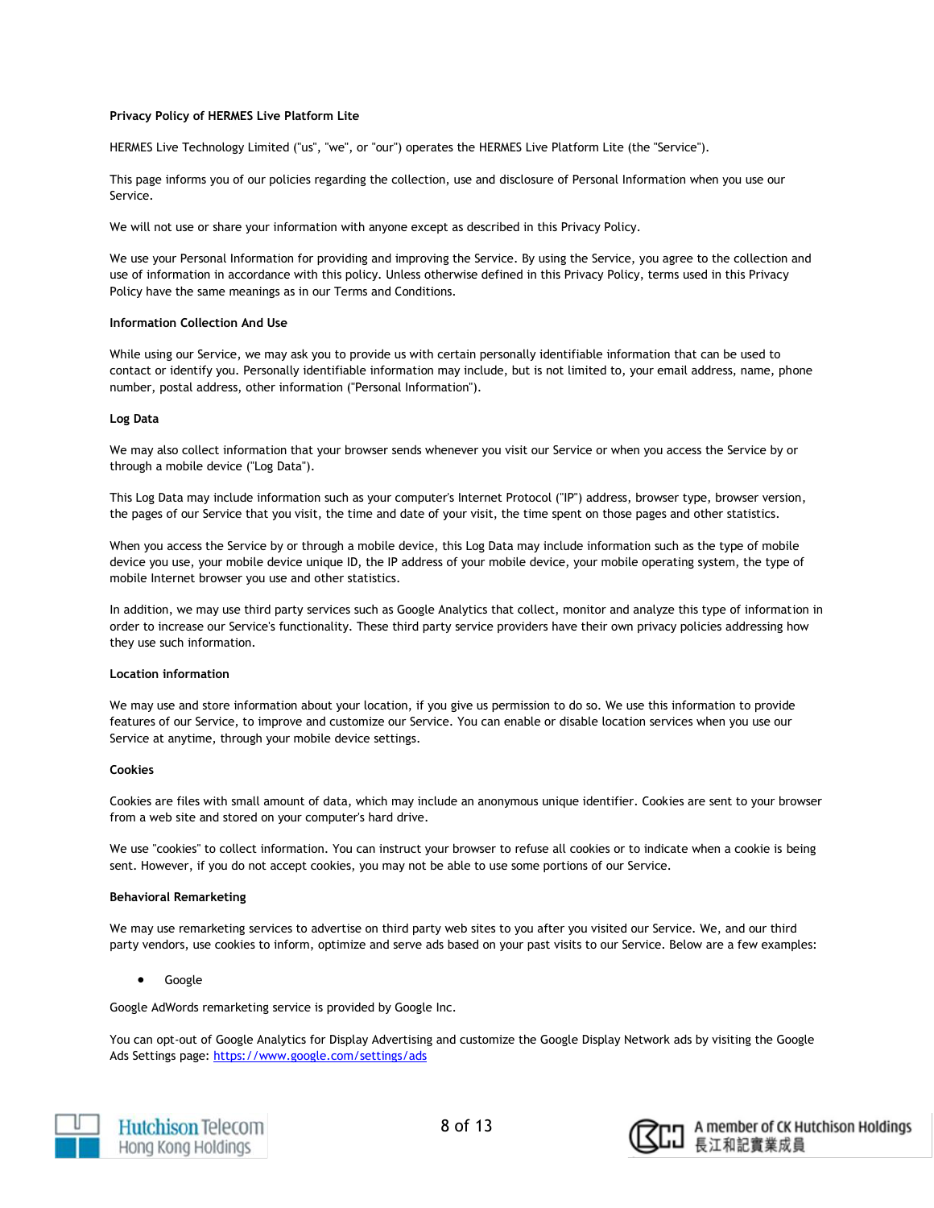**Privacy Policy of HERMES Live Platform Lite**

HERMES Live Technology Limited ("us", "we", or "our") operates the HERMES Live Platform Lite (the "Service").

This page informs you of our policies regarding the collection, use and disclosure of Personal Information when you use our Service.

We will not use or share your information with anyone except as described in this Privacy Policy.

We use your Personal Information for providing and improving the Service. By using the Service, you agree to the collection and use of information in accordance with this policy. Unless otherwise defined in this Privacy Policy, terms used in this Privacy Policy have the same meanings as in our Terms and Conditions.

**Information Collection And Use**

While using our Service, we may ask you to provide us with certain personally identifiable information that can be used to contact or identify you. Personally identifiable information may include, but is not limited to, your email address, name, phone number, postal address, other information ("Personal Information").

**Log Data**

We may also collect information that your browser sends whenever you visit our Service or when you access the Service by or through a mobile device ("Log Data").

This Log Data may include information such as your computer's Internet Protocol ("IP") address, browser type, browser version, the pages of our Service that you visit, the time and date of your visit, the time spent on those pages and other statistics.

When you access the Service by or through a mobile device, this Log Data may include information such as the type of mobile device you use, your mobile device unique ID, the IP address of your mobile device, your mobile operating system, the type of mobile Internet browser you use and other statistics.

In addition, we may use third party services such as Google Analytics that collect, monitor and analyze this type of information in order to increase our Service's functionality. These third party service providers have their own privacy policies addressing how they use such information.

**Location information**

We may use and store information about your location, if you give us permission to do so. We use this information to provide features of our Service, to improve and customize our Service. You can enable or disable location services when you use our Service at anytime, through your mobile device settings.

**Cookies**

Cookies are files with small amount of data, which may include an anonymous unique identifier. Cookies are sent to your browser from a web site and stored on your computer's hard drive.

We use "cookies" to collect information. You can instruct your browser to refuse all cookies or to indicate when a cookie is being sent. However, if you do not accept cookies, you may not be able to use some portions of our Service.

**Behavioral Remarketing**

We may use remarketing services to advertise on third party web sites to you after you visited our Service. We, and our third party vendors, use cookies to inform, optimize and serve ads based on your past visits to our Service. Below are a few examples:

- Google

Google AdWords remarketing service is provided by Google Inc.

You can opt-out of Google Analytics for Display Advertising and customize the Google Display Network ads by visiting the Google Ads Settings page: [https://www.google.com/settings/ads](https://www.google.com/settings/ads)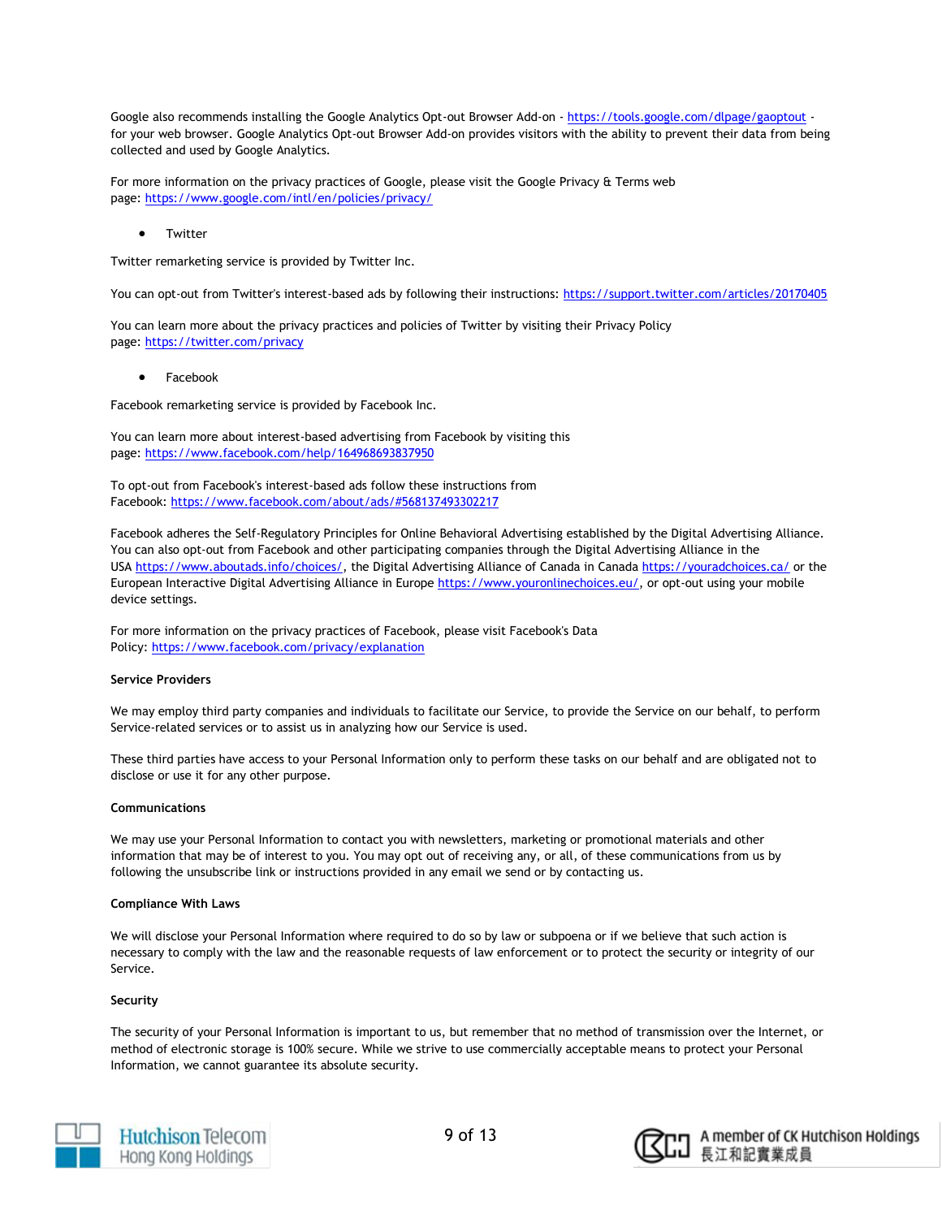Google also recommends installing the Google Analytics Opt-out Browser Add-on - https://tools.google.com/dlpage/gaoptout - for your web browser. Google Analytics Opt-out Browser Add-on provides visitors with the ability to prevent their data from being collected and used by Google Analytics.

For more information on the privacy practices of Google, please visit the Google Privacy & Terms web page: https://www.google.com/intl/en/policies/privacy/

- Twitter

Twitter remarketing service is provided by Twitter Inc.

You can opt-out from Twitter's interest-based ads by following their instructions: https://support.twitter.com/articles/20170405

You can learn more about the privacy practices and policies of Twitter by visiting their Privacy Policy page: https://twitter.com/privacy

- Facebook

Facebook remarketing service is provided by Facebook Inc.

You can learn more about interest-based advertising from Facebook by visiting this page: https://www.facebook.com/help/164968693837950

To opt-out from Facebook's interest-based ads follow these instructions from Facebook: https://www.facebook.com/about/ads/#568137493302217

Facebook adheres the Self-Regulatory Principles for Online Behavioral Advertising established by the Digital Advertising Alliance. You can also opt-out from Facebook and other participating companies through the Digital Advertising Alliance in the USA https://www.aboutads.info/choices/, the Digital Advertising Alliance of Canada in Canada https://youradchoices.ca/ or the European Interactive Digital Advertising Alliance in Europe https://www.youronlinechoices.eu/, or opt-out using your mobile device settings.

For more information on the privacy practices of Facebook, please visit Facebook's Data Policy: https://www.facebook.com/privacy/explanation

**Service Providers**

We may employ third party companies and individuals to facilitate our Service, to provide the Service on our behalf, to perform Service-related services or to assist us in analyzing how our Service is used.

These third parties have access to your Personal Information only to perform these tasks on our behalf and are obligated not to disclose or use it for any other purpose.

**Communications**

We may use your Personal Information to contact you with newsletters, marketing or promotional materials and other information that may be of interest to you. You may opt out of receiving any, or all, of these communications from us by following the unsubscribe link or instructions provided in any email we send or by contacting us.

**Compliance With Laws**

We will disclose your Personal Information where required to do so by law or subpoena or if we believe that such action is necessary to comply with the law and the reasonable requests of law enforcement or to protect the security or integrity of our Service.

**Security**

The security of your Personal Information is important to us, but remember that no method of transmission over the Internet, or method of electronic storage is 100% secure. While we strive to use commercially acceptable means to protect your Personal Information, we cannot guarantee its absolute security.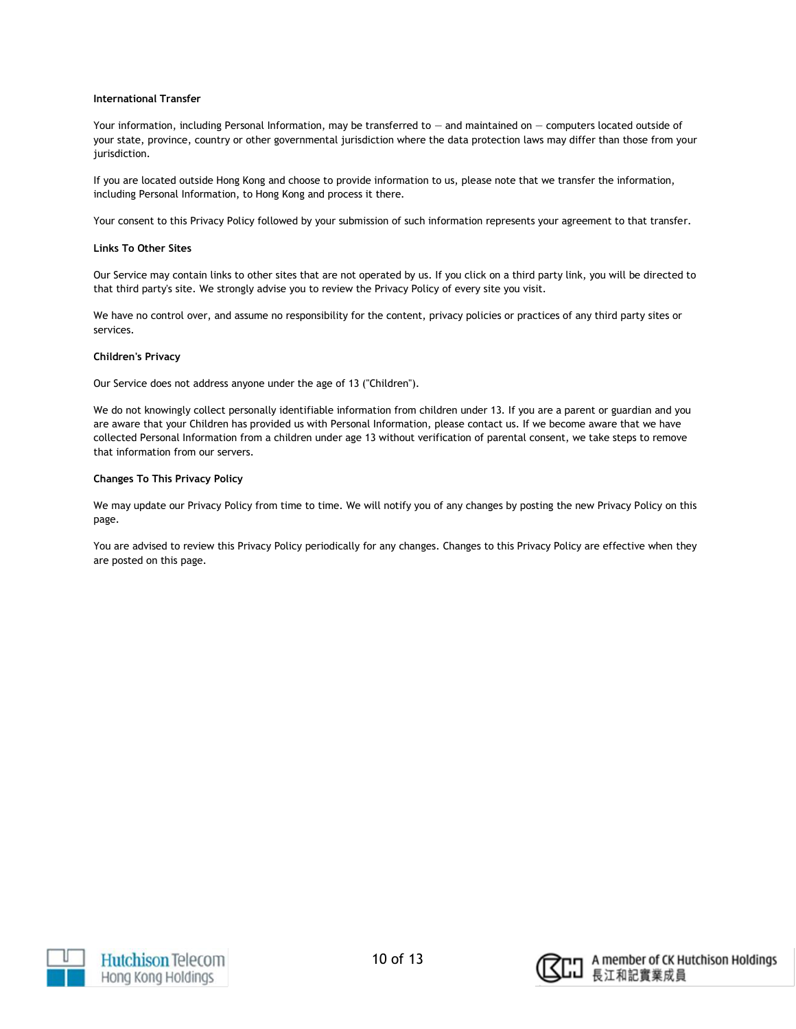**International Transfer**

Your information, including Personal Information, may be transferred to — and maintained on — computers located outside of your state, province, country or other governmental jurisdiction where the data protection laws may differ than those from your jurisdiction.

If you are located outside Hong Kong and choose to provide information to us, please note that we transfer the information, including Personal Information, to Hong Kong and process it there.

Your consent to this Privacy Policy followed by your submission of such information represents your agreement to that transfer.

**Links To Other Sites**

Our Service may contain links to other sites that are not operated by us. If you click on a third party link, you will be directed to that third party's site. We strongly advise you to review the Privacy Policy of every site you visit.

We have no control over, and assume no responsibility for the content, privacy policies or practices of any third party sites or services.

**Children's Privacy**

Our Service does not address anyone under the age of 13 ("Children").

We do not knowingly collect personally identifiable information from children under 13. If you are a parent or guardian and you are aware that your Children has provided us with Personal Information, please contact us. If we become aware that we have collected Personal Information from a children under age 13 without verification of parental consent, we take steps to remove that information from our servers.

**Changes To This Privacy Policy**

We may update our Privacy Policy from time to time. We will notify you of any changes by posting the new Privacy Policy on this page.

You are advised to review this Privacy Policy periodically for any changes. Changes to this Privacy Policy are effective when they are posted on this page.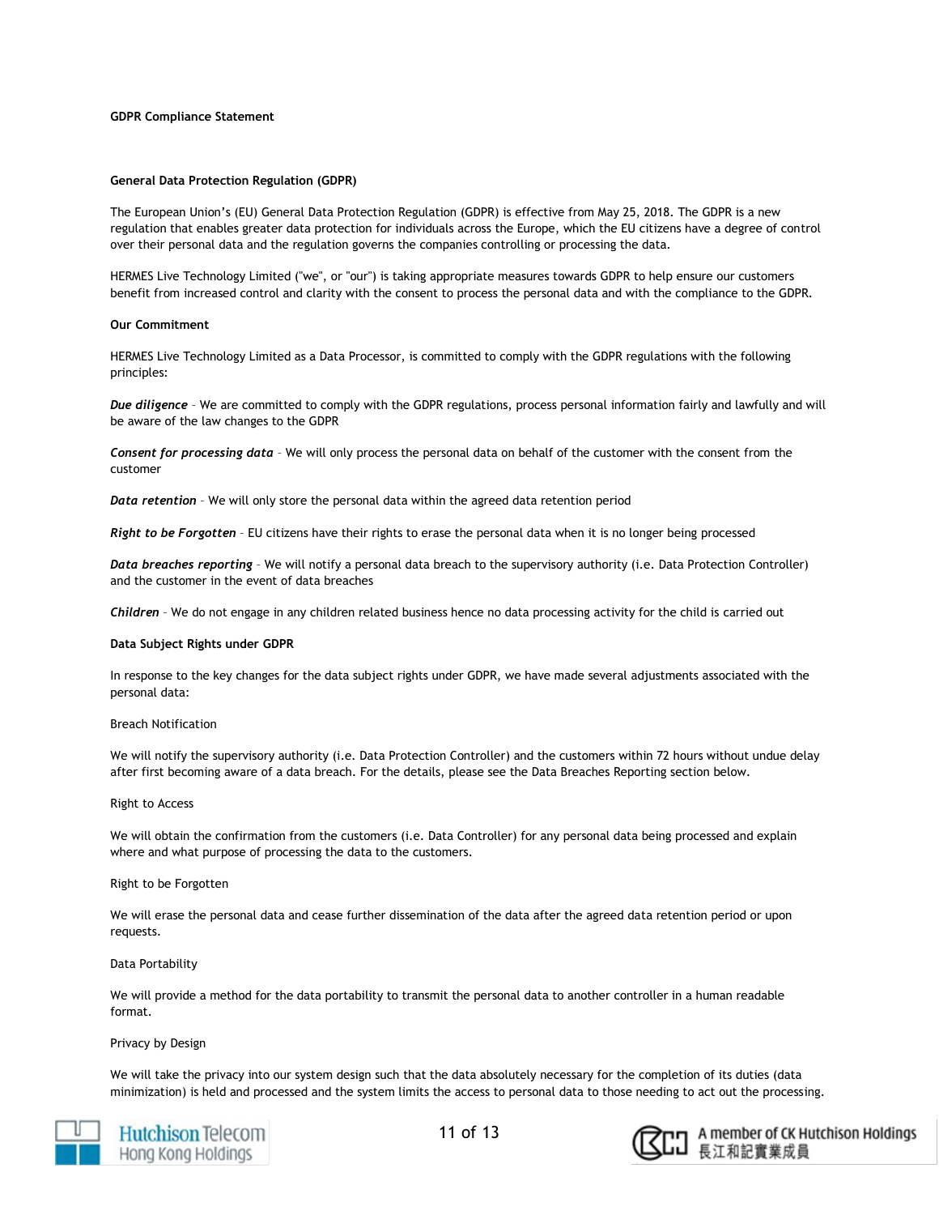**GDPR Compliance Statement**

**General Data Protection Regulation (GDPR)**

The European Union's (EU) General Data Protection Regulation (GDPR) is effective from May 25, 2018. The GDPR is a new regulation that enables greater data protection for individuals across the Europe, which the EU citizens have a degree of control over their personal data and the regulation governs the companies controlling or processing the data.

HERMES Live Technology Limited ("we", or "our") is taking appropriate measures towards GDPR to help ensure our customers benefit from increased control and clarity with the consent to process the personal data and with the compliance to the GDPR.

**Our Commitment**

HERMES Live Technology Limited as a Data Processor, is committed to comply with the GDPR regulations with the following principles:

***Due diligence*** – We are committed to comply with the GDPR regulations, process personal information fairly and lawfully and will be aware of the law changes to the GDPR

***Consent for processing data*** – We will only process the personal data on behalf of the customer with the consent from the customer

***Data retention*** – We will only store the personal data within the agreed data retention period

***Right to be Forgotten*** – EU citizens have their rights to erase the personal data when it is no longer being processed

***Data breaches reporting*** – We will notify a personal data breach to the supervisory authority (i.e. Data Protection Controller) and the customer in the event of data breaches

***Children*** – We do not engage in any children related business hence no data processing activity for the child is carried out

**Data Subject Rights under GDPR**

In response to the key changes for the data subject rights under GDPR, we have made several adjustments associated with the personal data:

Breach Notification

We will notify the supervisory authority (i.e. Data Protection Controller) and the customers within 72 hours without undue delay after first becoming aware of a data breach. For the details, please see the Data Breaches Reporting section below.

Right to Access

We will obtain the confirmation from the customers (i.e. Data Controller) for any personal data being processed and explain where and what purpose of processing the data to the customers.

Right to be Forgotten

We will erase the personal data and cease further dissemination of the data after the agreed data retention period or upon requests.

Data Portability

We will provide a method for the data portability to transmit the personal data to another controller in a human readable format.

Privacy by Design

We will take the privacy into our system design such that the data absolutely necessary for the completion of its duties (data minimization) is held and processed and the system limits the access to personal data to those needing to act out the processing.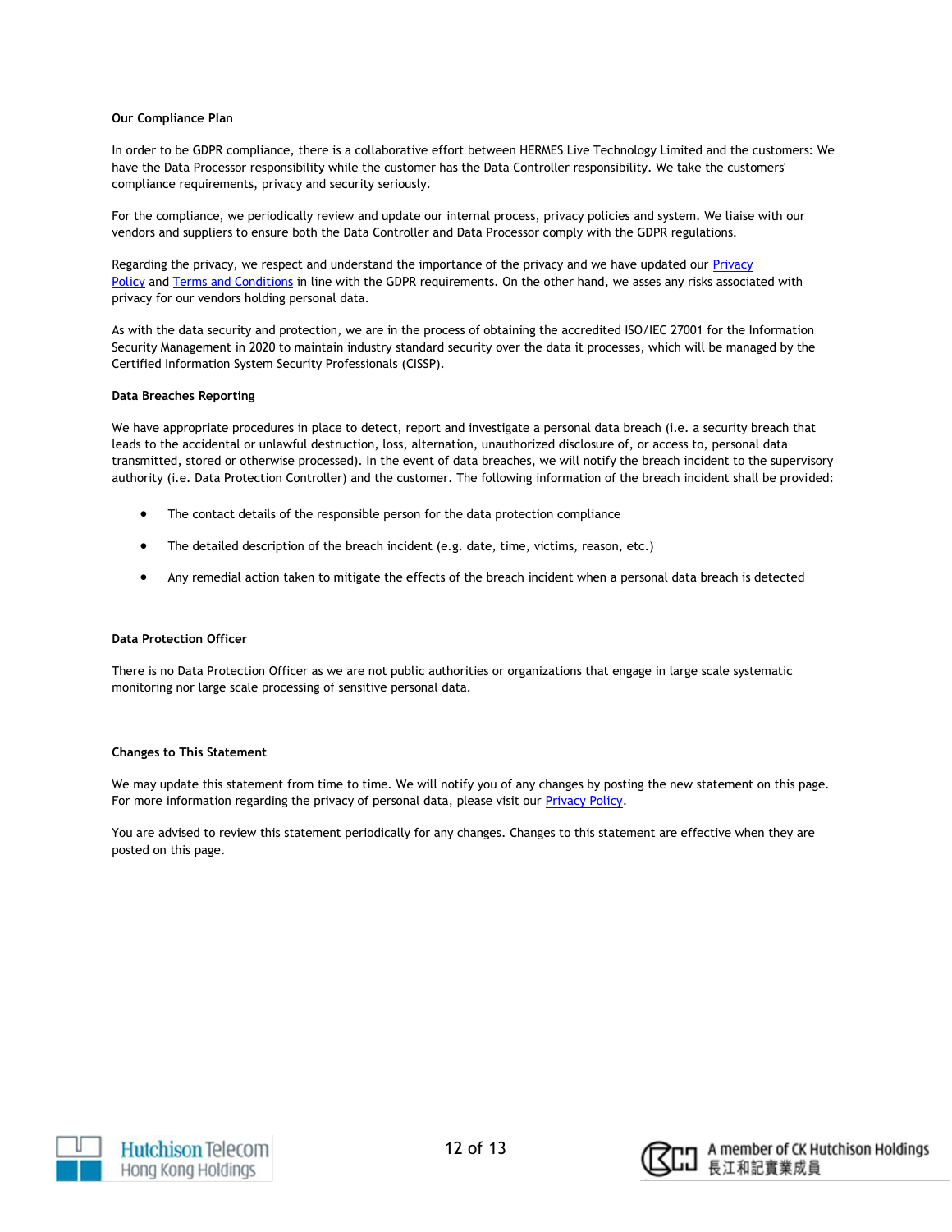**Our Compliance Plan**

In order to be GDPR compliance, there is a collaborative effort between HERMES Live Technology Limited and the customers: We have the Data Processor responsibility while the customer has the Data Controller responsibility. We take the customers' compliance requirements, privacy and security seriously.

For the compliance, we periodically review and update our internal process, privacy policies and system. We liaise with our vendors and suppliers to ensure both the Data Controller and Data Processor comply with the GDPR regulations.

Regarding the privacy, we respect and understand the importance of the privacy and we have updated our Privacy Policy and Terms and Conditions in line with the GDPR requirements. On the other hand, we asses any risks associated with privacy for our vendors holding personal data.

As with the data security and protection, we are in the process of obtaining the accredited ISO/IEC 27001 for the Information Security Management in 2020 to maintain industry standard security over the data it processes, which will be managed by the Certified Information System Security Professionals (CISSP).

**Data Breaches Reporting**

We have appropriate procedures in place to detect, report and investigate a personal data breach (i.e. a security breach that leads to the accidental or unlawful destruction, loss, alternation, unauthorized disclosure of, or access to, personal data transmitted, stored or otherwise processed). In the event of data breaches, we will notify the breach incident to the supervisory authority (i.e. Data Protection Controller) and the customer. The following information of the breach incident shall be provided:

- The contact details of the responsible person for the data protection compliance
- The detailed description of the breach incident (e.g. date, time, victims, reason, etc.)
- Any remedial action taken to mitigate the effects of the breach incident when a personal data breach is detected

**Data Protection Officer**

There is no Data Protection Officer as we are not public authorities or organizations that engage in large scale systematic monitoring nor large scale processing of sensitive personal data.

**Changes to This Statement**

We may update this statement from time to time. We will notify you of any changes by posting the new statement on this page. For more information regarding the privacy of personal data, please visit our Privacy Policy.

You are advised to review this statement periodically for any changes. Changes to this statement are effective when they are posted on this page.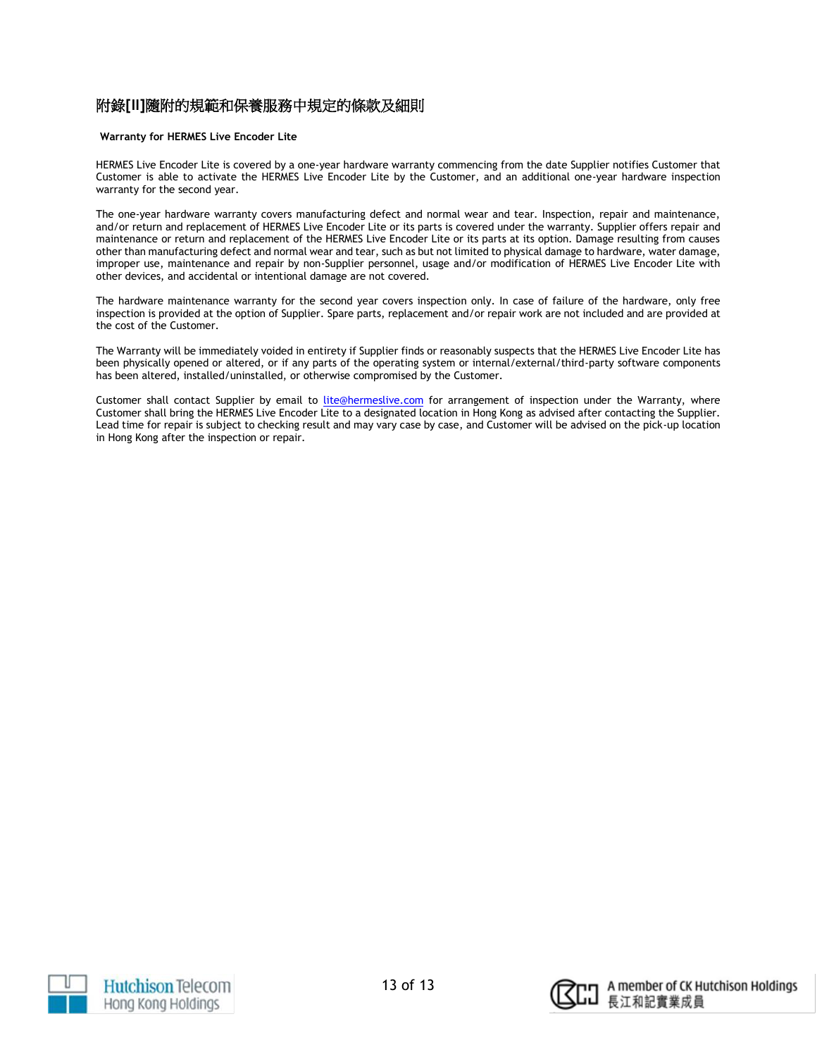## 附錄[II]隨附的規範和保養服務中規定的條款及細則

**Warranty for HERMES Live Encoder Lite**

HERMES Live Encoder Lite is covered by a one-year hardware warranty commencing from the date Supplier notifies Customer that Customer is able to activate the HERMES Live Encoder Lite by the Customer, and an additional one-year hardware inspection warranty for the second year.

The one-year hardware warranty covers manufacturing defect and normal wear and tear. Inspection, repair and maintenance, and/or return and replacement of HERMES Live Encoder Lite or its parts is covered under the warranty. Supplier offers repair and maintenance or return and replacement of the HERMES Live Encoder Lite or its parts at its option. Damage resulting from causes other than manufacturing defect and normal wear and tear, such as but not limited to physical damage to hardware, water damage, improper use, maintenance and repair by non-Supplier personnel, usage and/or modification of HERMES Live Encoder Lite with other devices, and accidental or intentional damage are not covered.

The hardware maintenance warranty for the second year covers inspection only. In case of failure of the hardware, only free inspection is provided at the option of Supplier. Spare parts, replacement and/or repair work are not included and are provided at the cost of the Customer.

The Warranty will be immediately voided in entirety if Supplier finds or reasonably suspects that the HERMES Live Encoder Lite has been physically opened or altered, or if any parts of the operating system or internal/external/third-party software components has been altered, installed/uninstalled, or otherwise compromised by the Customer.

Customer shall contact Supplier by email to lite@hermeslive.com for arrangement of inspection under the Warranty, where Customer shall bring the HERMES Live Encoder Lite to a designated location in Hong Kong as advised after contacting the Supplier. Lead time for repair is subject to checking result and may vary case by case, and Customer will be advised on the pick-up location in Hong Kong after the inspection or repair.